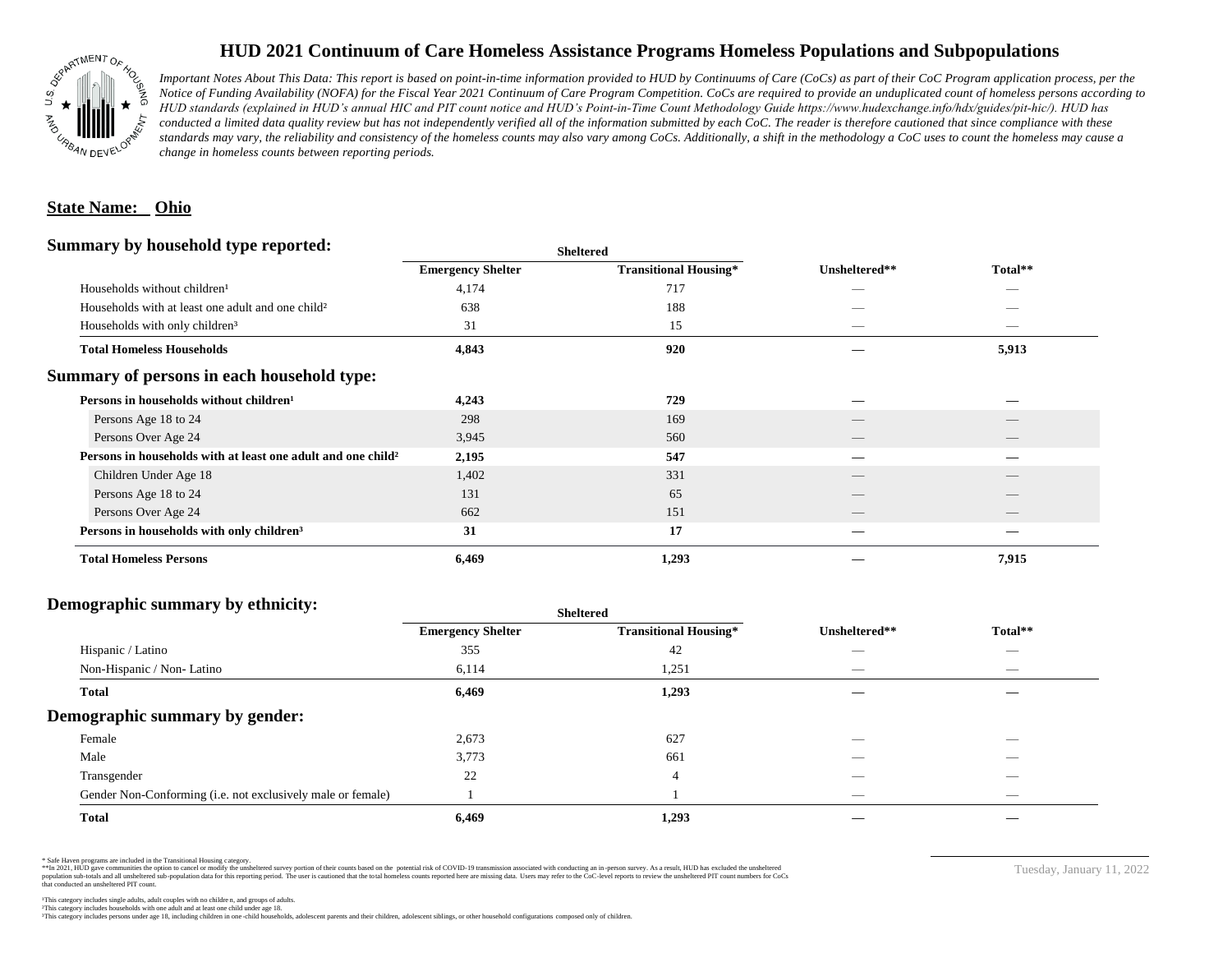# HUD 2021 Continuum of Care Homeless Assistance Programs Homeless Populations and Subpopulations

*Important Notes About This Data: This report is based on point-in-time information provided to HUD by Continuums of Care (CoCs) as part of their CoC Program application process, per the Notice of Funding Availability (NOFA) for the Fiscal Year 2021 Continuum of Care Program Competition. CoCs are required to provide an unduplicated count of homeless persons according to HUD standards (explained in HUD's annual HIC and PIT count notice and HUD's Point-in-Time Count Methodology Guide https://www.hudexchange.info/hdx/guides/pit-hic/). HUD has conducted a limited data quality review but has not independently verified all of the information submitted by each CoC. The reader is therefore cautioned that since compliance with these standards may vary, the reliability and consistency of the homeless counts may also vary among CoCs. Additionally, a shift in the methodology a CoC uses to count the homeless may cause a change in homeless counts between reporting periods.*

**State Name: Ohio**

## Summary by household type reported:

| | Sheltered | | | |
|---|---|---|---|---|
| | **Emergency Shelter** | **Transitional Housing*** | **Unsheltered**** | **Total**** |
| Households without children¹ | 4,174 | 717 | — | — |
| Households with at least one adult and one child² | 638 | 188 | — | — |
| Households with only children³ | 31 | 15 | — | — |
| **Total Homeless Households** | **4,843** | **920** | **—** | **5,913** |

## Summary of persons in each household type:

| | Emergency Shelter | Transitional Housing* | Unsheltered** | Total** |
|---|---|---|---|---|
| **Persons in households without children¹** | **4,243** | **729** | **—** | **—** |
| Persons Age 18 to 24 | 298 | 169 | — | — |
| Persons Over Age 24 | 3,945 | 560 | — | — |
| **Persons in households with at least one adult and one child²** | **2,195** | **547** | **—** | **—** |
| Children Under Age 18 | 1,402 | 331 | — | — |
| Persons Age 18 to 24 | 131 | 65 | — | — |
| Persons Over Age 24 | 662 | 151 | — | — |
| **Persons in households with only children³** | **31** | **17** | **—** | **—** |
| **Total Homeless Persons** | **6,469** | **1,293** | **—** | **7,915** |

## Demographic summary by ethnicity:

| | Sheltered | | | |
|---|---|---|---|---|
| | **Emergency Shelter** | **Transitional Housing*** | **Unsheltered**** | **Total**** |
| Hispanic / Latino | 355 | 42 | — | — |
| Non-Hispanic / Non- Latino | 6,114 | 1,251 | — | — |
| **Total** | **6,469** | **1,293** | **—** | **—** |

## Demographic summary by gender:

| | Emergency Shelter | Transitional Housing* | Unsheltered** | Total** |
|---|---|---|---|---|
| Female | 2,673 | 627 | — | — |
| Male | 3,773 | 661 | — | — |
| Transgender | 22 | 4 | — | — |
| Gender Non-Conforming (i.e. not exclusively male or female) | 1 | 1 | — | — |
| **Total** | **6,469** | **1,293** | **—** | **—** |

\* Safe Haven programs are included in the Transitional Housing category.
**In 2021, HUD gave communities the option to cancel or modify the unsheltered survey portion of their counts based on the potential risk of COVID-19 transmission associated with conducting an in-person survey. As a result, HUD has excluded the unsheltered population sub-totals and all unsheltered sub-population data for this reporting period. The user is cautioned that the total homeless counts reported here are missing data. Users may refer to the CoC-level reports to review the unsheltered PIT count numbers for CoCs that conducted an unsheltered PIT count.

¹This category includes single adults, adult couples with no children, and groups of adults.
²This category includes households with one adult and at least one child under age 18.
³This category includes persons under age 18, including children in one-child households, adolescent parents and their children, adolescent siblings, or other household configurations composed only of children.

Tuesday, January 11, 2022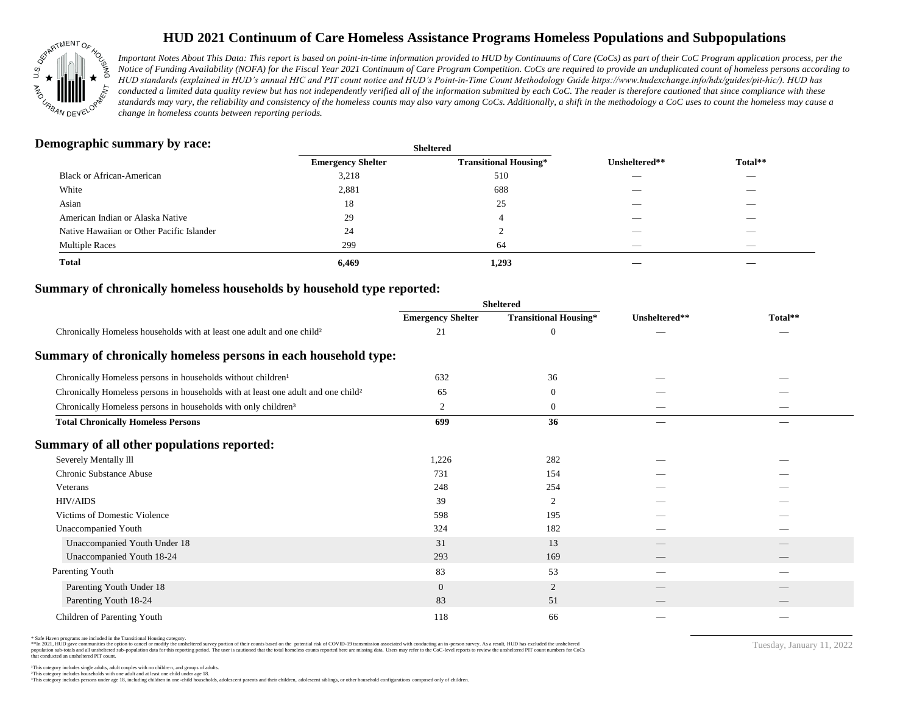# HUD 2021 Continuum of Care Homeless Assistance Programs Homeless Populations and Subpopulations

*Important Notes About This Data: This report is based on point-in-time information provided to HUD by Continuums of Care (CoCs) as part of their CoC Program application process, per the Notice of Funding Availability (NOFA) for the Fiscal Year 2021 Continuum of Care Program Competition. CoCs are required to provide an unduplicated count of homeless persons according to HUD standards (explained in HUD's annual HIC and PIT count notice and HUD's Point-in-Time Count Methodology Guide https://www.hudexchange.info/hdx/guides/pit-hic/). HUD has conducted a limited data quality review but has not independently verified all of the information submitted by each CoC. The reader is therefore cautioned that since compliance with these standards may vary, the reliability and consistency of the homeless counts may also vary among CoCs. Additionally, a shift in the methodology a CoC uses to count the homeless may cause a change in homeless counts between reporting periods.*

## Demographic summary by race:

| | Sheltered | | | |
|---|---|---|---|---|
| | **Emergency Shelter** | **Transitional Housing*** | **Unsheltered**** | **Total**** |
| Black or African-American | 3,218 | 510 | — | — |
| White | 2,881 | 688 | — | — |
| Asian | 18 | 25 | — | — |
| American Indian or Alaska Native | 29 | 4 | — | — |
| Native Hawaiian or Other Pacific Islander | 24 | 2 | — | — |
| Multiple Races | 299 | 64 | — | — |
| **Total** | **6,469** | **1,293** | **—** | **—** |

## Summary of chronically homeless households by household type reported:

| | Sheltered | | | |
|---|---|---|---|---|
| | **Emergency Shelter** | **Transitional Housing*** | **Unsheltered**** | **Total**** |
| Chronically Homeless households with at least one adult and one child[2] | 21 | 0 | — | — |

## Summary of chronically homeless persons in each household type:

| | Emergency Shelter | Transitional Housing* | Unsheltered** | Total** |
|---|---|---|---|---|
| Chronically Homeless persons in households without children[1] | 632 | 36 | — | — |
| Chronically Homeless persons in households with at least one adult and one child[2] | 65 | 0 | — | — |
| Chronically Homeless persons in households with only children[3] | 2 | 0 | — | — |
| **Total Chronically Homeless Persons** | **699** | **36** | **—** | **—** |

## Summary of all other populations reported:

| | Emergency Shelter | Transitional Housing* | Unsheltered** | Total** |
|---|---|---|---|---|
| Severely Mentally Ill | 1,226 | 282 | — | — |
| Chronic Substance Abuse | 731 | 154 | — | — |
| Veterans | 248 | 254 | — | — |
| HIV/AIDS | 39 | 2 | — | — |
| Victims of Domestic Violence | 598 | 195 | — | — |
| Unaccompanied Youth | 324 | 182 | — | — |
| Unaccompanied Youth Under 18 | 31 | 13 | — | — |
| Unaccompanied Youth 18-24 | 293 | 169 | — | — |
| Parenting Youth | 83 | 53 | — | — |
| Parenting Youth Under 18 | 0 | 2 | — | — |
| Parenting Youth 18-24 | 83 | 51 | — | — |
| Children of Parenting Youth | 118 | 66 | — | — |

\* Safe Haven programs are included in the Transitional Housing category.

**In 2021, HUD gave communities the option to cancel or modify the unsheltered survey portion of their counts based on the potential risk of COVID-19 transmission associated with conducting an in-person survey. As a result, HUD has excluded the unsheltered population sub-totals and all unsheltered sub-population data for this reporting period. The user is cautioned that the total homeless counts reported here are missing data. Users may refer to the CoC-level reports to review the unsheltered PIT count numbers for CoCs that conducted an unsheltered PIT count.

[1]This category includes single adults, adult couples with no children, and groups of adults.
[2]This category includes households with one adult and at least one child under age 18.
[3]This category includes persons under age 18, including children in one-child households, adolescent parents and their children, adolescent siblings, or other household configurations composed only of children.

Tuesday, January 11, 2022